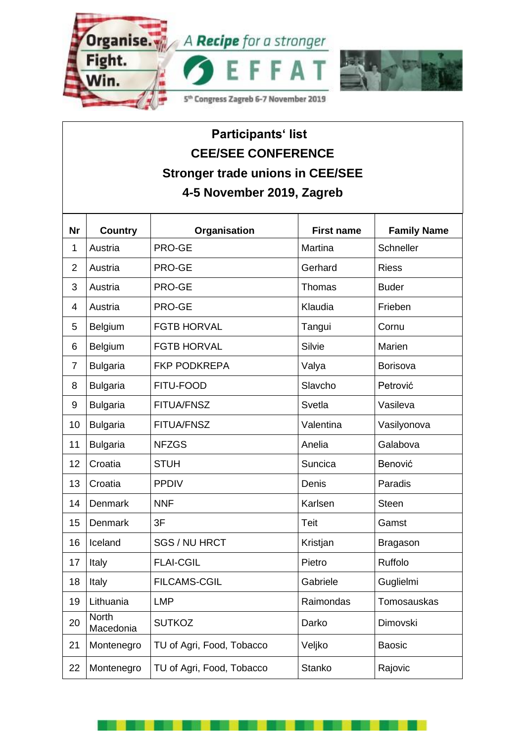Organise. Fight. Win. A Recipe for a stronger EFFAT

5th Congress Zagreb 6-7 November 2019

## Participants' list
## CEE/SEE CONFERENCE
## Stronger trade unions in CEE/SEE
## 4-5 November 2019, Zagreb

| Nr | Country | Organisation | First name | Family Name |
|---|---|---|---|---|
| 1 | Austria | PRO-GE | Martina | Schneller |
| 2 | Austria | PRO-GE | Gerhard | Riess |
| 3 | Austria | PRO-GE | Thomas | Buder |
| 4 | Austria | PRO-GE | Klaudia | Frieben |
| 5 | Belgium | FGTB HORVAL | Tangui | Cornu |
| 6 | Belgium | FGTB HORVAL | Silvie | Marien |
| 7 | Bulgaria | FKP PODKREPA | Valya | Borisova |
| 8 | Bulgaria | FITU-FOOD | Slavcho | Petrović |
| 9 | Bulgaria | FITUA/FNSZ | Svetla | Vasileva |
| 10 | Bulgaria | FITUA/FNSZ | Valentina | Vasilyonova |
| 11 | Bulgaria | NFZGS | Anelia | Galabova |
| 12 | Croatia | STUH | Suncica | Benović |
| 13 | Croatia | PPDIV | Denis | Paradis |
| 14 | Denmark | NNF | Karlsen | Steen |
| 15 | Denmark | 3F | Teit | Gamst |
| 16 | Iceland | SGS / NU HRCT | Kristjan | Bragason |
| 17 | Italy | FLAI-CGIL | Pietro | Ruffolo |
| 18 | Italy | FILCAMS-CGIL | Gabriele | Guglielmi |
| 19 | Lithuania | LMP | Raimondas | Tomosauskas |
| 20 | North Macedonia | SUTKOZ | Darko | Dimovski |
| 21 | Montenegro | TU of Agri, Food, Tobacco | Veljko | Baosic |
| 22 | Montenegro | TU of Agri, Food, Tobacco | Stanko | Rajovic |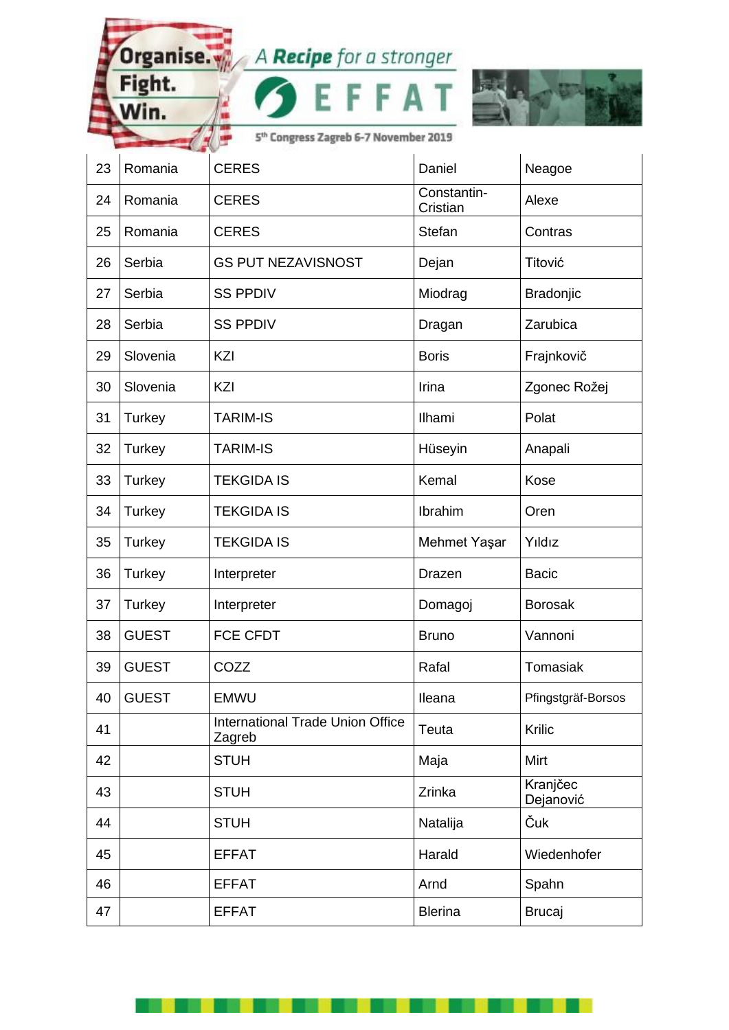| | | | | |
|---|---|---|---|---|
| 23 | Romania | CERES | Daniel | Neagoe |
| 24 | Romania | CERES | Constantin-Cristian | Alexe |
| 25 | Romania | CERES | Stefan | Contras |
| 26 | Serbia | GS PUT NEZAVISNOST | Dejan | Titović |
| 27 | Serbia | SS PPDIV | Miodrag | Bradonjic |
| 28 | Serbia | SS PPDIV | Dragan | Zarubica |
| 29 | Slovenia | KZI | Boris | Frajnkovič |
| 30 | Slovenia | KZI | Irina | Zgonec Rožej |
| 31 | Turkey | TARIM-IS | Ilhami | Polat |
| 32 | Turkey | TARIM-IS | Hüseyin | Anapali |
| 33 | Turkey | TEKGIDA IS | Kemal | Kose |
| 34 | Turkey | TEKGIDA IS | Ibrahim | Oren |
| 35 | Turkey | TEKGIDA IS | Mehmet Yaşar | Yıldız |
| 36 | Turkey | Interpreter | Drazen | Bacic |
| 37 | Turkey | Interpreter | Domagoj | Borosak |
| 38 | GUEST | FCE CFDT | Bruno | Vannoni |
| 39 | GUEST | COZZ | Rafal | Tomasiak |
| 40 | GUEST | EMWU | Ileana | Pfingstgräf-Borsos |
| 41 | | International Trade Union Office Zagreb | Teuta | Krilic |
| 42 | | STUH | Maja | Mirt |
| 43 | | STUH | Zrinka | Kranjčec Dejanović |
| 44 | | STUH | Natalija | Čuk |
| 45 | | EFFAT | Harald | Wiedenhofer |
| 46 | | EFFAT | Arnd | Spahn |
| 47 | | EFFAT | Blerina | Brucaj |